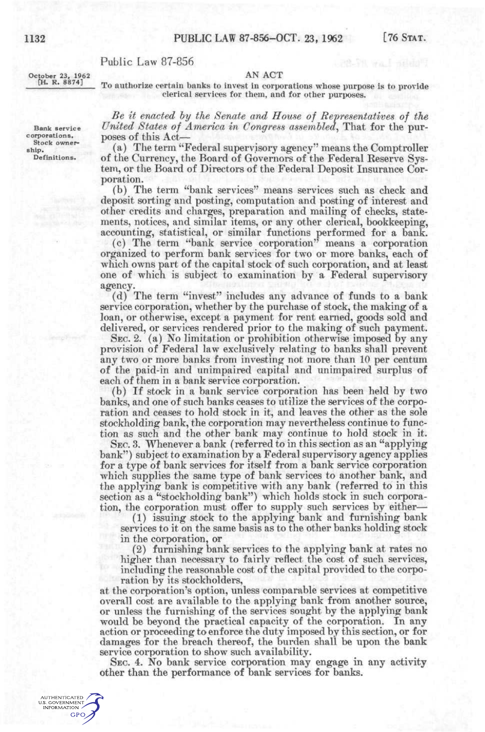Public Law 87-856

October 23, 1962
[H. R. 8874]

AN ACT

To authorize certain banks to invest in corporations whose purpose is to provide clerical services for them, and for other purposes.

Bank service corporations.
Stock ownership.
Definitions.

*Be it enacted by the Senate and House of Representatives of the United States of America in Congress assembled*, That for the purposes of this Act—

(a) The term "Federal supervisory agency" means the Comptroller of the Currency, the Board of Governors of the Federal Reserve System, or the Board of Directors of the Federal Deposit Insurance Corporation.

(b) The term "bank services" means services such as check and deposit sorting and posting, computation and posting of interest and other credits and charges, preparation and mailing of checks, statements, notices, and similar items, or any other clerical, bookkeeping, accounting, statistical, or similar functions performed for a bank.

(c) The term "bank service corporation" means a corporation organized to perform bank services for two or more banks, each of which owns part of the capital stock of such corporation, and at least one of which is subject to examination by a Federal supervisory agency.

(d) The term "invest" includes any advance of funds to a bank service corporation, whether by the purchase of stock, the making of a loan, or otherwise, except a payment for rent earned, goods sold and delivered, or services rendered prior to the making of such payment.

SEC. 2. (a) No limitation or prohibition otherwise imposed by any provision of Federal law exclusively relating to banks shall prevent any two or more banks from investing not more than 10 per centum of the paid-in and unimpaired capital and unimpaired surplus of each of them in a bank service corporation.

(b) If stock in a bank service corporation has been held by two banks, and one of such banks ceases to utilize the services of the corporation and ceases to hold stock in it, and leaves the other as the sole stockholding bank, the corporation may nevertheless continue to function as such and the other bank may continue to hold stock in it.

SEC. 3. Whenever a bank (referred to in this section as an "applying bank") subject to examination by a Federal supervisory agency applies for a type of bank services for itself from a bank service corporation which supplies the same type of bank services to another bank, and the applying bank is competitive with any bank (referred to in this section as a "stockholding bank") which holds stock in such corporation, the corporation must offer to supply such services by either—

(1) issuing stock to the applying bank and furnishing bank services to it on the same basis as to the other banks holding stock in the corporation, or

(2) furnishing bank services to the applying bank at rates no higher than necessary to fairly reflect the cost of such services, including the reasonable cost of the capital provided to the corporation by its stockholders,

at the corporation's option, unless comparable services at competitive overall cost are available to the applying bank from another source, or unless the furnishing of the services sought by the applying bank would be beyond the practical capacity of the corporation. In any action or proceeding to enforce the duty imposed by this section, or for damages for the breach thereof, the burden shall be upon the bank service corporation to show such availability.

SEC. 4. No bank service corporation may engage in any activity other than the performance of bank services for banks.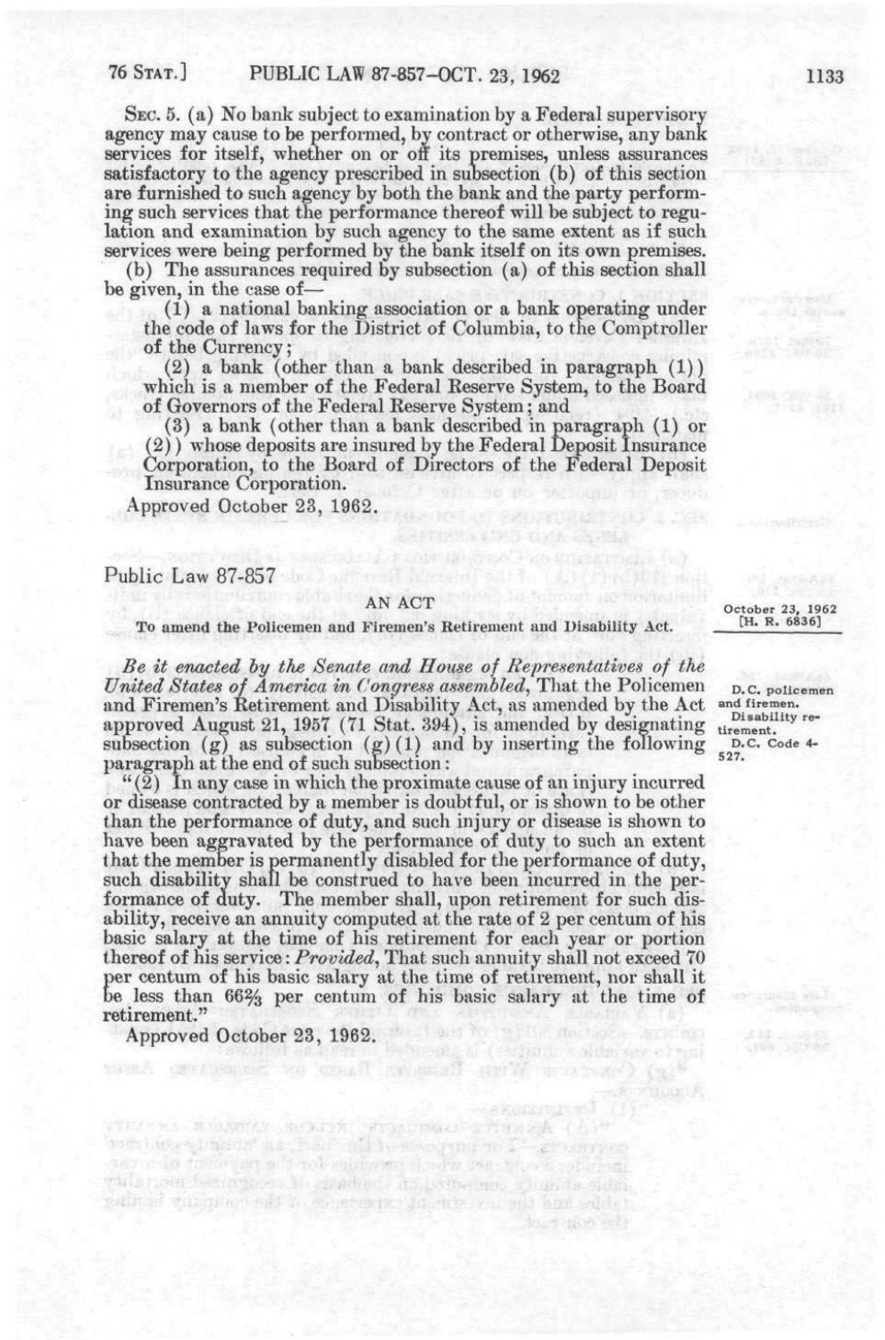SEC. 5. (a) No bank subject to examination by a Federal supervisory agency may cause to be performed, by contract or otherwise, any bank services for itself, whether on or off its premises, unless assurances satisfactory to the agency prescribed in subsection (b) of this section are furnished to such agency by both the bank and the party performing such services that the performance thereof will be subject to regulation and examination by such agency to the same extent as if such services were being performed by the bank itself on its own premises.

(b) The assurances required by subsection (a) of this section shall be given, in the case of—

(1) a national banking association or a bank operating under the code of laws for the District of Columbia, to the Comptroller of the Currency;

(2) a bank (other than a bank described in paragraph (1)) which is a member of the Federal Reserve System, to the Board of Governors of the Federal Reserve System; and

(3) a bank (other than a bank described in paragraph (1) or (2)) whose deposits are insured by the Federal Deposit Insurance Corporation, to the Board of Directors of the Federal Deposit Insurance Corporation.

Approved October 23, 1962.

## Public Law 87-857

October 23, 1962
[H. R. 6836]

### AN ACT

To amend the Policemen and Firemen's Retirement and Disability Act.

*Be it enacted by the Senate and House of Representatives of the United States of America in Congress assembled*, That the Policemen and Firemen's Retirement and Disability Act, as amended by the Act approved August 21, 1957 (71 Stat. 394), is amended by designating subsection (g) as subsection (g)(1) and by inserting the following paragraph at the end of such subsection:

D.C. policemen and firemen.
Disability retirement.
D.C. Code 4-527.

"(2) In any case in which the proximate cause of an injury incurred or disease contracted by a member is doubtful, or is shown to be other than the performance of duty, and such injury or disease is shown to have been aggravated by the performance of duty to such an extent that the member is permanently disabled for the performance of duty, such disability shall be construed to have been incurred in the performance of duty. The member shall, upon retirement for such disability, receive an annuity computed at the rate of 2 per centum of his basic salary at the time of his retirement for each year or portion thereof of his service: *Provided*, That such annuity shall not exceed 70 per centum of his basic salary at the time of retirement, nor shall it be less than 66⅔ per centum of his basic salary at the time of retirement."

Approved October 23, 1962.